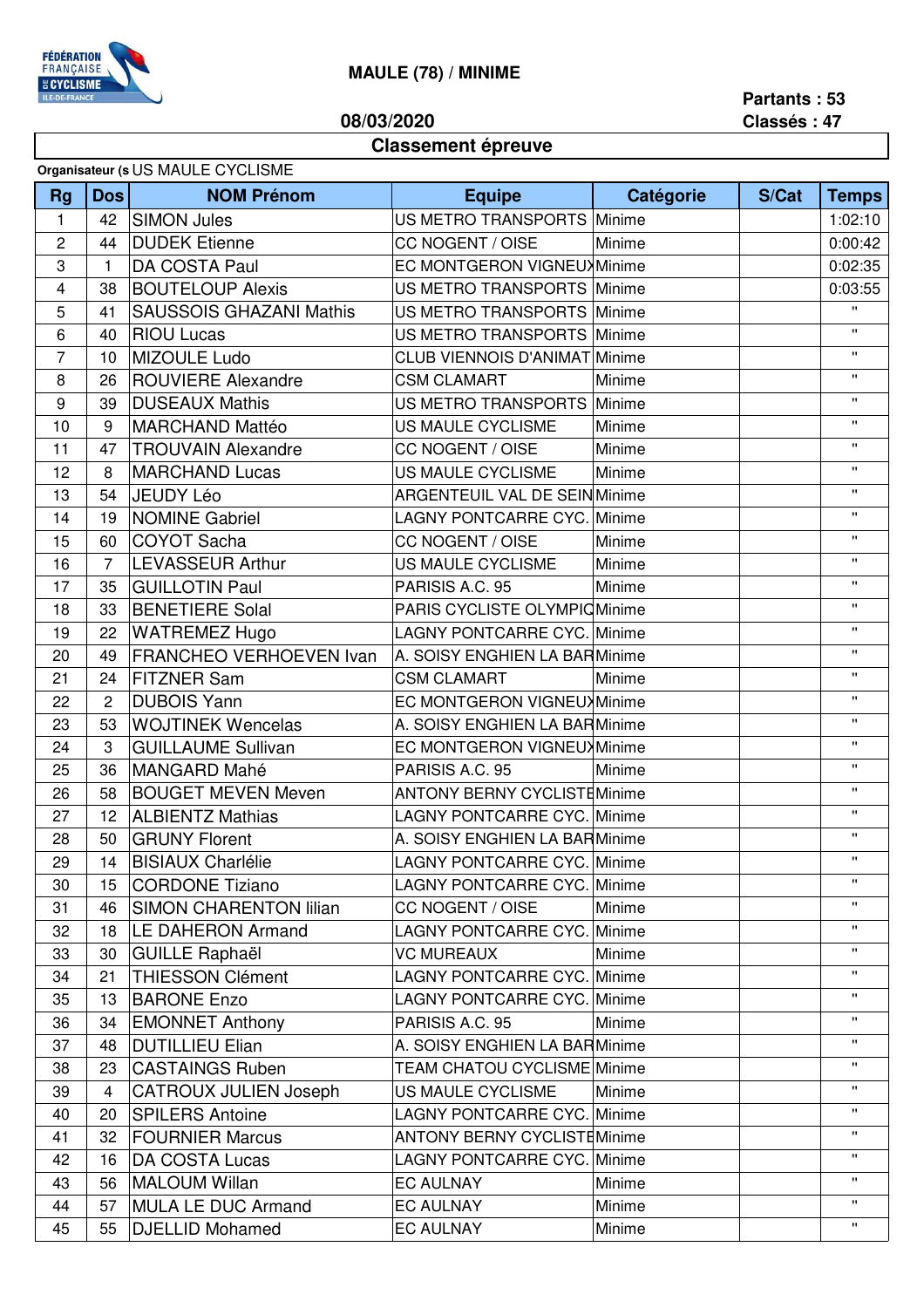FÉDÉRATION FRANÇAISE DE CYCLISME ILE-DE-FRANCE

# MAULE (78) / MINIME

**08/03/2020**

**Partants : 53**
**Classés : 47**

## Classement épreuve

**Organisateur (s** US MAULE CYCLISME

| Rg | Dos | NOM Prénom | Equipe | Catégorie | S/Cat | Temps |
|---|---|---|---|---|---|---|
| 1 | 42 | SIMON Jules | US METRO TRANSPORTS | Minime | | 1:02:10 |
| 2 | 44 | DUDEK Etienne | CC NOGENT / OISE | Minime | | 0:00:42 |
| 3 | 1 | DA COSTA Paul | EC MONTGERON VIGNEUX | Minime | | 0:02:35 |
| 4 | 38 | BOUTELOUP Alexis | US METRO TRANSPORTS | Minime | | 0:03:55 |
| 5 | 41 | SAUSSOIS GHAZANI Mathis | US METRO TRANSPORTS | Minime | | " |
| 6 | 40 | RIOU Lucas | US METRO TRANSPORTS | Minime | | " |
| 7 | 10 | MIZOULE Ludo | CLUB VIENNOIS D'ANIMAT | Minime | | " |
| 8 | 26 | ROUVIERE Alexandre | CSM CLAMART | Minime | | " |
| 9 | 39 | DUSEAUX Mathis | US METRO TRANSPORTS | Minime | | " |
| 10 | 9 | MARCHAND Mattéo | US MAULE CYCLISME | Minime | | " |
| 11 | 47 | TROUVAIN Alexandre | CC NOGENT / OISE | Minime | | " |
| 12 | 8 | MARCHAND Lucas | US MAULE CYCLISME | Minime | | " |
| 13 | 54 | JEUDY Léo | ARGENTEUIL VAL DE SEIN | Minime | | " |
| 14 | 19 | NOMINE Gabriel | LAGNY PONTCARRE CYC. | Minime | | " |
| 15 | 60 | COYOT Sacha | CC NOGENT / OISE | Minime | | " |
| 16 | 7 | LEVASSEUR Arthur | US MAULE CYCLISME | Minime | | " |
| 17 | 35 | GUILLOTIN Paul | PARISIS A.C. 95 | Minime | | " |
| 18 | 33 | BENETIERE Solal | PARIS CYCLISTE OLYMPIQ | Minime | | " |
| 19 | 22 | WATREMEZ Hugo | LAGNY PONTCARRE CYC. | Minime | | " |
| 20 | 49 | FRANCHEO VERHOEVEN Ivan | A. SOISY ENGHIEN LA BAR | Minime | | " |
| 21 | 24 | FITZNER Sam | CSM CLAMART | Minime | | " |
| 22 | 2 | DUBOIS Yann | EC MONTGERON VIGNEUX | Minime | | " |
| 23 | 53 | WOJTINEK Wencelas | A. SOISY ENGHIEN LA BAR | Minime | | " |
| 24 | 3 | GUILLAUME Sullivan | EC MONTGERON VIGNEUX | Minime | | " |
| 25 | 36 | MANGARD Mahé | PARISIS A.C. 95 | Minime | | " |
| 26 | 58 | BOUGET MEVEN Meven | ANTONY BERNY CYCLISTE | Minime | | " |
| 27 | 12 | ALBIENTZ Mathias | LAGNY PONTCARRE CYC. | Minime | | " |
| 28 | 50 | GRUNY Florent | A. SOISY ENGHIEN LA BAR | Minime | | " |
| 29 | 14 | BISIAUX Charlélie | LAGNY PONTCARRE CYC. | Minime | | " |
| 30 | 15 | CORDONE Tiziano | LAGNY PONTCARRE CYC. | Minime | | " |
| 31 | 46 | SIMON CHARENTON lilian | CC NOGENT / OISE | Minime | | " |
| 32 | 18 | LE DAHERON Armand | LAGNY PONTCARRE CYC. | Minime | | " |
| 33 | 30 | GUILLE Raphaël | VC MUREAUX | Minime | | " |
| 34 | 21 | THIESSON Clément | LAGNY PONTCARRE CYC. | Minime | | " |
| 35 | 13 | BARONE Enzo | LAGNY PONTCARRE CYC. | Minime | | " |
| 36 | 34 | EMONNET Anthony | PARISIS A.C. 95 | Minime | | " |
| 37 | 48 | DUTILLIEU Elian | A. SOISY ENGHIEN LA BAR | Minime | | " |
| 38 | 23 | CASTAINGS Ruben | TEAM CHATOU CYCLISME | Minime | | " |
| 39 | 4 | CATROUX JULIEN Joseph | US MAULE CYCLISME | Minime | | " |
| 40 | 20 | SPILERS Antoine | LAGNY PONTCARRE CYC. | Minime | | " |
| 41 | 32 | FOURNIER Marcus | ANTONY BERNY CYCLISTE | Minime | | " |
| 42 | 16 | DA COSTA Lucas | LAGNY PONTCARRE CYC. | Minime | | " |
| 43 | 56 | MALOUM Willan | EC AULNAY | Minime | | " |
| 44 | 57 | MULA LE DUC Armand | EC AULNAY | Minime | | " |
| 45 | 55 | DJELLID Mohamed | EC AULNAY | Minime | | " |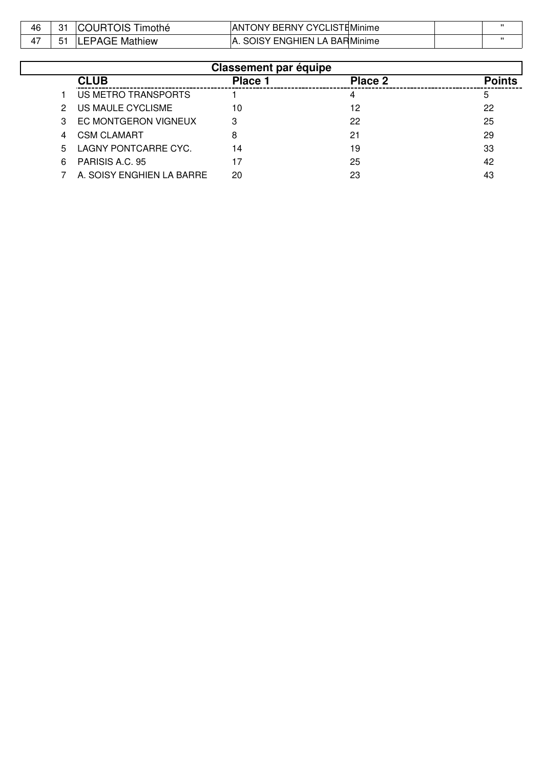| | | | | | | |
|---|---|---|---|---|---|---|
| 46 | 31 | COURTOIS Timothé | ANTONY BERNY CYCLISTE | Minime | | " |
| 47 | 51 | LEPAGE Mathiew | A. SOISY ENGHIEN LA BAR | Minime | | " |

## Classement par équipe

| | CLUB | Place 1 | Place 2 | Points |
|---|---|---|---|---|
| 1 | US METRO TRANSPORTS | 1 | 4 | 5 |
| 2 | US MAULE CYCLISME | 10 | 12 | 22 |
| 3 | EC MONTGERON VIGNEUX | 3 | 22 | 25 |
| 4 | CSM CLAMART | 8 | 21 | 29 |
| 5 | LAGNY PONTCARRE CYC. | 14 | 19 | 33 |
| 6 | PARISIS A.C. 95 | 17 | 25 | 42 |
| 7 | A. SOISY ENGHIEN LA BARRE | 20 | 23 | 43 |